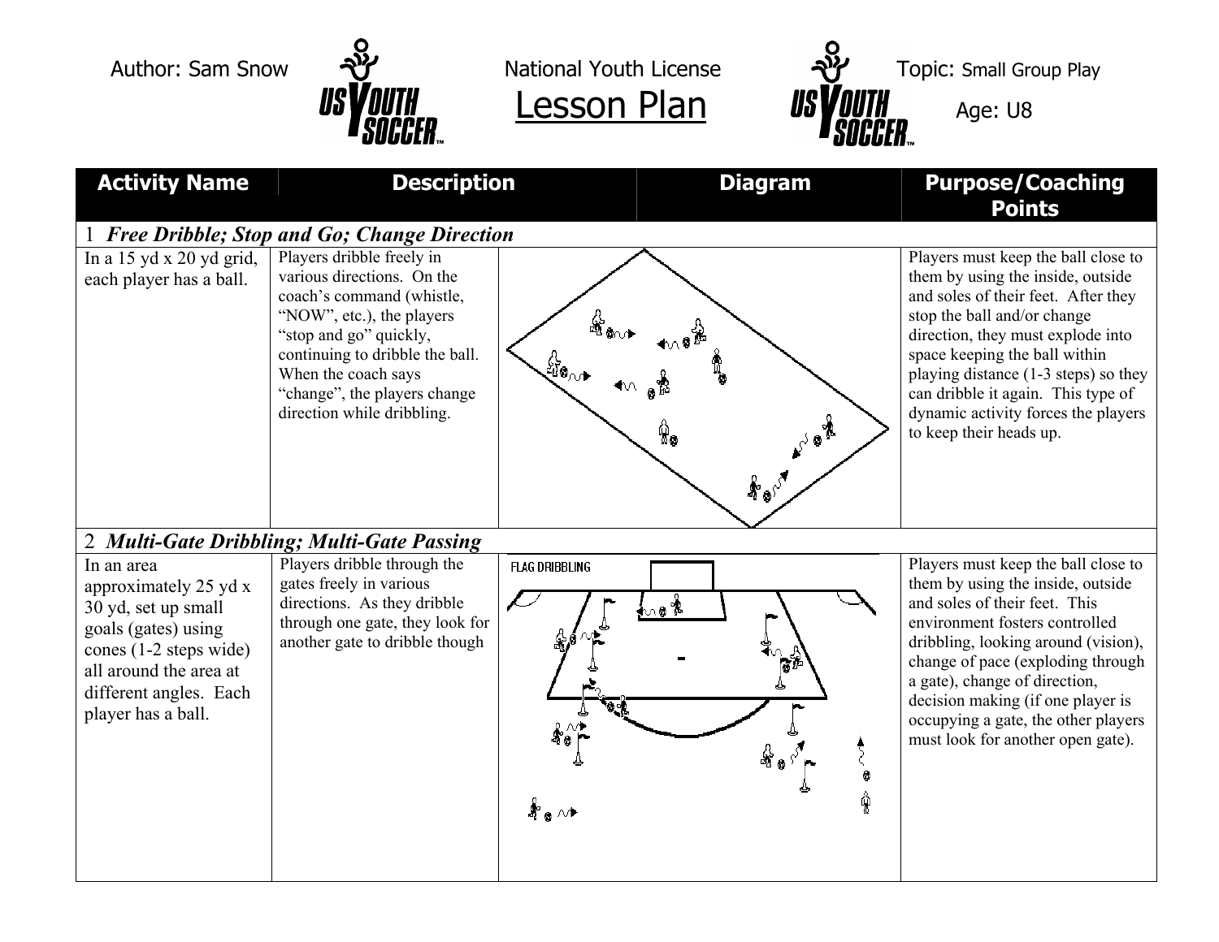Author: Sam Snow

National Youth License

# Lesson Plan

Topic: Small Group Play

Age: U8

| Activity Name | Description | Diagram | Purpose/Coaching Points |
|---|---|---|---|
| 1 *Free Dribble; Stop and Go; Change Direction* | | | |
| In a 15 yd x 20 yd grid, each player has a ball. | Players dribble freely in various directions. On the coach's command (whistle, "NOW", etc.), the players "stop and go" quickly, continuing to dribble the ball. When the coach says "change", the players change direction while dribbling. | | Players must keep the ball close to them by using the inside, outside and soles of their feet. After they stop the ball and/or change direction, they must explode into space keeping the ball within playing distance (1-3 steps) so they can dribble it again. This type of dynamic activity forces the players to keep their heads up. |
| 2 *Multi-Gate Dribbling; Multi-Gate Passing* | | | |
| In an area approximately 25 yd x 30 yd, set up small goals (gates) using cones (1-2 steps wide) all around the area at different angles. Each player has a ball. | Players dribble through the gates freely in various directions. As they dribble through one gate, they look for another gate to dribble though | FLAG DRIBBLING | Players must keep the ball close to them by using the inside, outside and soles of their feet. This environment fosters controlled dribbling, looking around (vision), change of pace (exploding through a gate), change of direction, decision making (if one player is occupying a gate, the other players must look for another open gate). |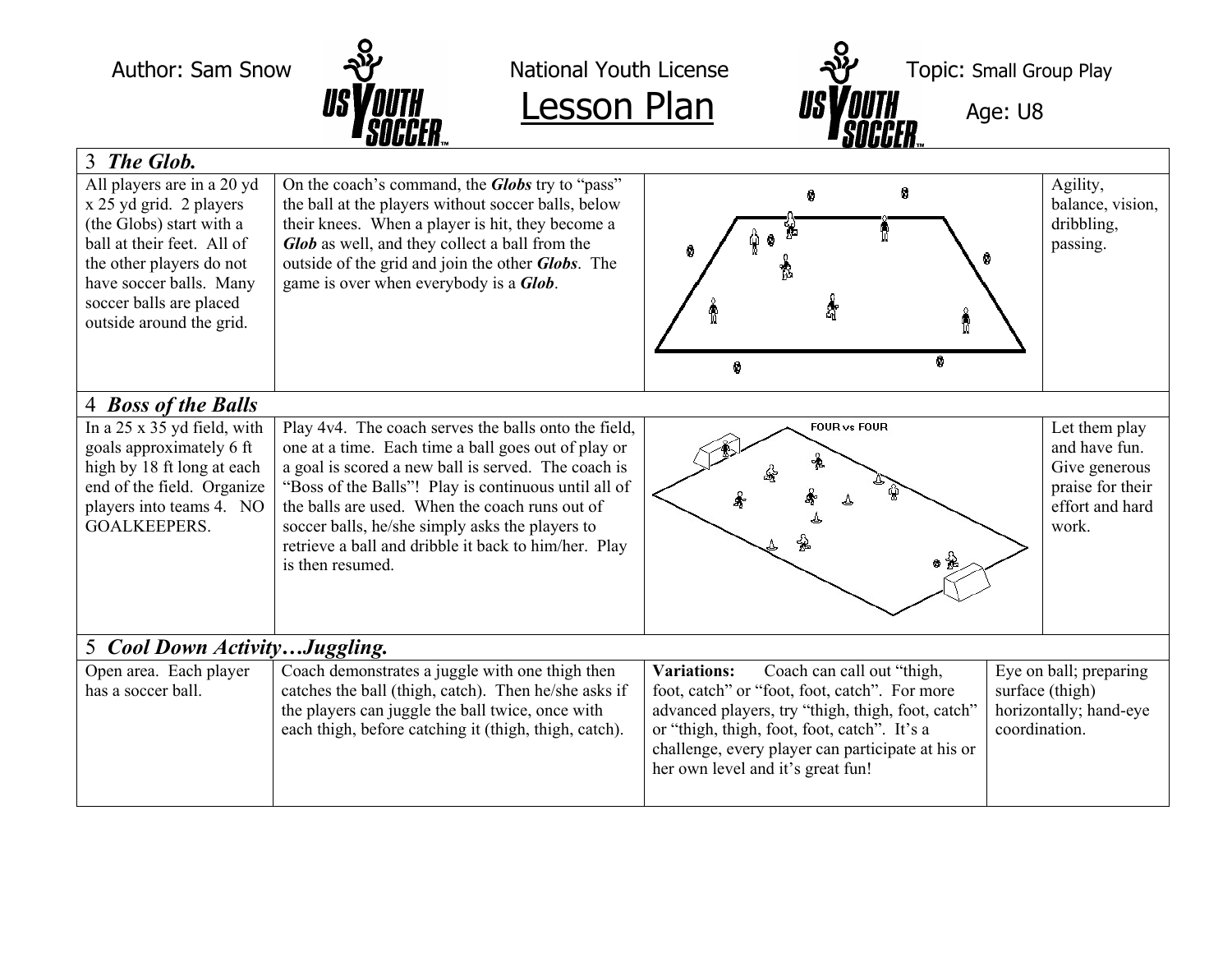Author: Sam Snow

National Youth License

# Lesson Plan

Topic: Small Group Play

Age: U8

| | | | |
|---|---|---|---|
| **3 *The Glob.*** | | | |
| All players are in a 20 yd x 25 yd grid. 2 players (the Globs) start with a ball at their feet. All of the other players do not have soccer balls. Many soccer balls are placed outside around the grid. | On the coach's command, the ***Globs*** try to "pass" the ball at the players without soccer balls, below their knees. When a player is hit, they become a ***Glob*** as well, and they collect a ball from the outside of the grid and join the other ***Globs***. The game is over when everybody is a ***Glob***. | | Agility, balance, vision, dribbling, passing. |
| **4 *Boss of the Balls*** | | | |
| In a 25 x 35 yd field, with goals approximately 6 ft high by 18 ft long at each end of the field. Organize players into teams 4. NO GOALKEEPERS. | Play 4v4. The coach serves the balls onto the field, one at a time. Each time a ball goes out of play or a goal is scored a new ball is served. The coach is "Boss of the Balls"! Play is continuous until all of the balls are used. When the coach runs out of soccer balls, he/she simply asks the players to retrieve a ball and dribble it back to him/her. Play is then resumed. | FOUR vs FOUR | Let them play and have fun. Give generous praise for their effort and hard work. |
| **5 *Cool Down Activity…Juggling.*** | | | |
| Open area. Each player has a soccer ball. | Coach demonstrates a juggle with one thigh then catches the ball (thigh, catch). Then he/she asks if the players can juggle the ball twice, once with each thigh, before catching it (thigh, thigh, catch). | **Variations:** Coach can call out "thigh, foot, catch" or "foot, foot, catch". For more advanced players, try "thigh, thigh, foot, catch" or "thigh, thigh, foot, foot, catch". It's a challenge, every player can participate at his or her own level and it's great fun! | Eye on ball; preparing surface (thigh) horizontally; hand-eye coordination. |